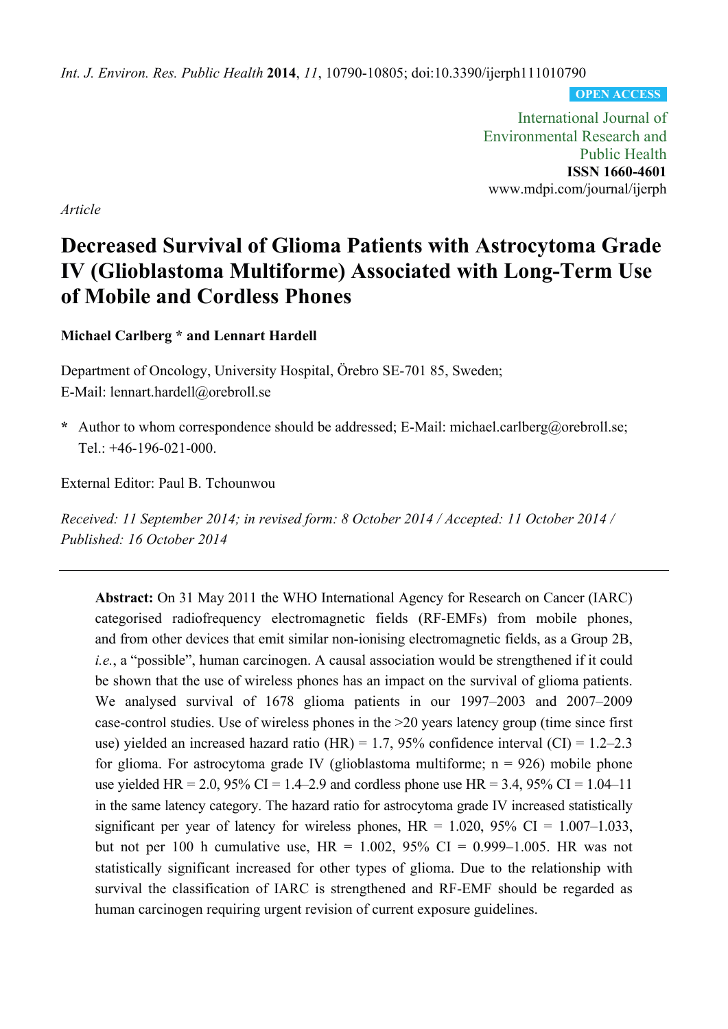*Article*

# Decreased Survival of Glioma Patients with Astrocytoma Grade IV (Glioblastoma Multiforme) Associated with Long-Term Use of Mobile and Cordless Phones

**Michael Carlberg \* and Lennart Hardell**

Department of Oncology, University Hospital, Örebro SE-701 85, Sweden;
E-Mail: lennart.hardell@orebroll.se

**\*** Author to whom correspondence should be addressed; E-Mail: michael.carlberg@orebroll.se;
Tel.: +46-196-021-000.

External Editor: Paul B. Tchounwou

*Received: 11 September 2014; in revised form: 8 October 2014 / Accepted: 11 October 2014 / Published: 16 October 2014*

---

**Abstract:** On 31 May 2011 the WHO International Agency for Research on Cancer (IARC) categorised radiofrequency electromagnetic fields (RF-EMFs) from mobile phones, and from other devices that emit similar non-ionising electromagnetic fields, as a Group 2B, *i.e.*, a "possible", human carcinogen. A causal association would be strengthened if it could be shown that the use of wireless phones has an impact on the survival of glioma patients. We analysed survival of 1678 glioma patients in our 1997–2003 and 2007–2009 case-control studies. Use of wireless phones in the >20 years latency group (time since first use) yielded an increased hazard ratio (HR) = 1.7, 95% confidence interval (CI) = 1.2–2.3 for glioma. For astrocytoma grade IV (glioblastoma multiforme; n = 926) mobile phone use yielded HR = 2.0, 95% CI = 1.4–2.9 and cordless phone use HR = 3.4, 95% CI = 1.04–11 in the same latency category. The hazard ratio for astrocytoma grade IV increased statistically significant per year of latency for wireless phones, HR = 1.020, 95% CI = 1.007–1.033, but not per 100 h cumulative use, HR = 1.002, 95% CI = 0.999–1.005. HR was not statistically significant increased for other types of glioma. Due to the relationship with survival the classification of IARC is strengthened and RF-EMF should be regarded as human carcinogen requiring urgent revision of current exposure guidelines.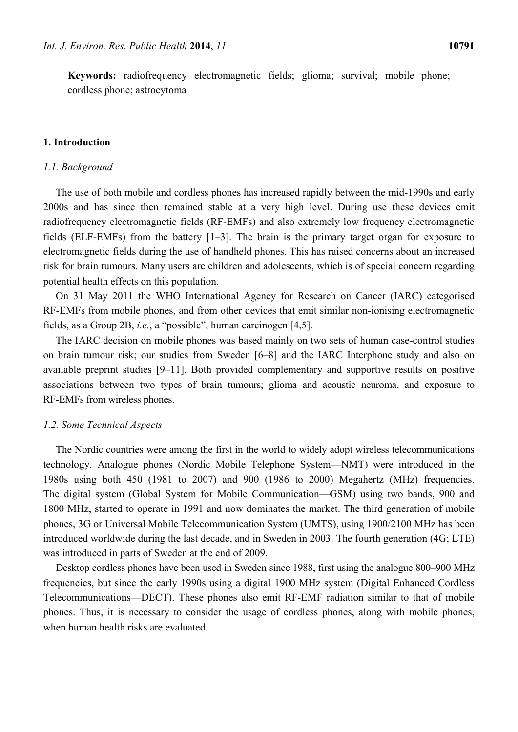**Keywords:** radiofrequency electromagnetic fields; glioma; survival; mobile phone; cordless phone; astrocytoma

## 1. Introduction

### 1.1. Background

The use of both mobile and cordless phones has increased rapidly between the mid-1990s and early 2000s and has since then remained stable at a very high level. During use these devices emit radiofrequency electromagnetic fields (RF-EMFs) and also extremely low frequency electromagnetic fields (ELF-EMFs) from the battery [1–3]. The brain is the primary target organ for exposure to electromagnetic fields during the use of handheld phones. This has raised concerns about an increased risk for brain tumours. Many users are children and adolescents, which is of special concern regarding potential health effects on this population.

On 31 May 2011 the WHO International Agency for Research on Cancer (IARC) categorised RF-EMFs from mobile phones, and from other devices that emit similar non-ionising electromagnetic fields, as a Group 2B, *i.e.*, a "possible", human carcinogen [4,5].

The IARC decision on mobile phones was based mainly on two sets of human case-control studies on brain tumour risk; our studies from Sweden [6–8] and the IARC Interphone study and also on available preprint studies [9–11]. Both provided complementary and supportive results on positive associations between two types of brain tumours; glioma and acoustic neuroma, and exposure to RF-EMFs from wireless phones.

### 1.2. Some Technical Aspects

The Nordic countries were among the first in the world to widely adopt wireless telecommunications technology. Analogue phones (Nordic Mobile Telephone System—NMT) were introduced in the 1980s using both 450 (1981 to 2007) and 900 (1986 to 2000) Megahertz (MHz) frequencies. The digital system (Global System for Mobile Communication—GSM) using two bands, 900 and 1800 MHz, started to operate in 1991 and now dominates the market. The third generation of mobile phones, 3G or Universal Mobile Telecommunication System (UMTS), using 1900/2100 MHz has been introduced worldwide during the last decade, and in Sweden in 2003. The fourth generation (4G; LTE) was introduced in parts of Sweden at the end of 2009.

Desktop cordless phones have been used in Sweden since 1988, first using the analogue 800–900 MHz frequencies, but since the early 1990s using a digital 1900 MHz system (Digital Enhanced Cordless Telecommunications—DECT). These phones also emit RF-EMF radiation similar to that of mobile phones. Thus, it is necessary to consider the usage of cordless phones, along with mobile phones, when human health risks are evaluated.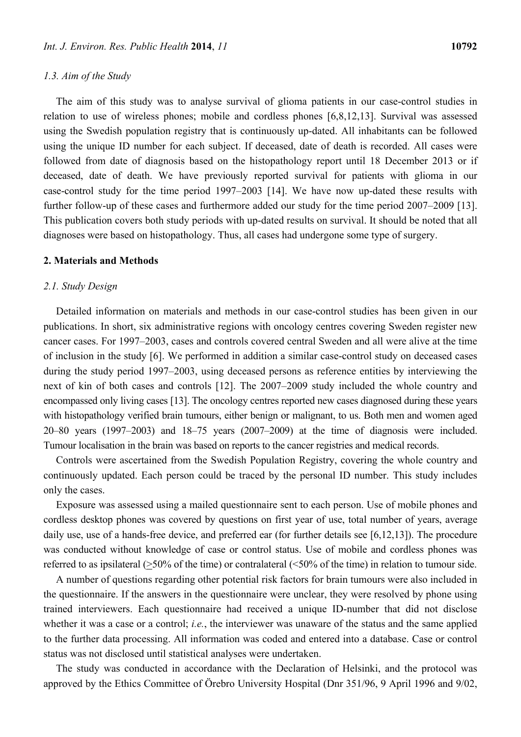### 1.3. Aim of the Study

The aim of this study was to analyse survival of glioma patients in our case-control studies in relation to use of wireless phones; mobile and cordless phones [6,8,12,13]. Survival was assessed using the Swedish population registry that is continuously up-dated. All inhabitants can be followed using the unique ID number for each subject. If deceased, date of death is recorded. All cases were followed from date of diagnosis based on the histopathology report until 18 December 2013 or if deceased, date of death. We have previously reported survival for patients with glioma in our case-control study for the time period 1997–2003 [14]. We have now up-dated these results with further follow-up of these cases and furthermore added our study for the time period 2007–2009 [13]. This publication covers both study periods with up-dated results on survival. It should be noted that all diagnoses were based on histopathology. Thus, all cases had undergone some type of surgery.

## 2. Materials and Methods

### 2.1. Study Design

Detailed information on materials and methods in our case-control studies has been given in our publications. In short, six administrative regions with oncology centres covering Sweden register new cancer cases. For 1997–2003, cases and controls covered central Sweden and all were alive at the time of inclusion in the study [6]. We performed in addition a similar case-control study on deceased cases during the study period 1997–2003, using deceased persons as reference entities by interviewing the next of kin of both cases and controls [12]. The 2007–2009 study included the whole country and encompassed only living cases [13]. The oncology centres reported new cases diagnosed during these years with histopathology verified brain tumours, either benign or malignant, to us. Both men and women aged 20–80 years (1997–2003) and 18–75 years (2007–2009) at the time of diagnosis were included. Tumour localisation in the brain was based on reports to the cancer registries and medical records.

Controls were ascertained from the Swedish Population Registry, covering the whole country and continuously updated. Each person could be traced by the personal ID number. This study includes only the cases.

Exposure was assessed using a mailed questionnaire sent to each person. Use of mobile phones and cordless desktop phones was covered by questions on first year of use, total number of years, average daily use, use of a hands-free device, and preferred ear (for further details see [6,12,13]). The procedure was conducted without knowledge of case or control status. Use of mobile and cordless phones was referred to as ipsilateral (≥50% of the time) or contralateral (<50% of the time) in relation to tumour side.

A number of questions regarding other potential risk factors for brain tumours were also included in the questionnaire. If the answers in the questionnaire were unclear, they were resolved by phone using trained interviewers. Each questionnaire had received a unique ID-number that did not disclose whether it was a case or a control; *i.e.*, the interviewer was unaware of the status and the same applied to the further data processing. All information was coded and entered into a database. Case or control status was not disclosed until statistical analyses were undertaken.

The study was conducted in accordance with the Declaration of Helsinki, and the protocol was approved by the Ethics Committee of Örebro University Hospital (Dnr 351/96, 9 April 1996 and 9/02,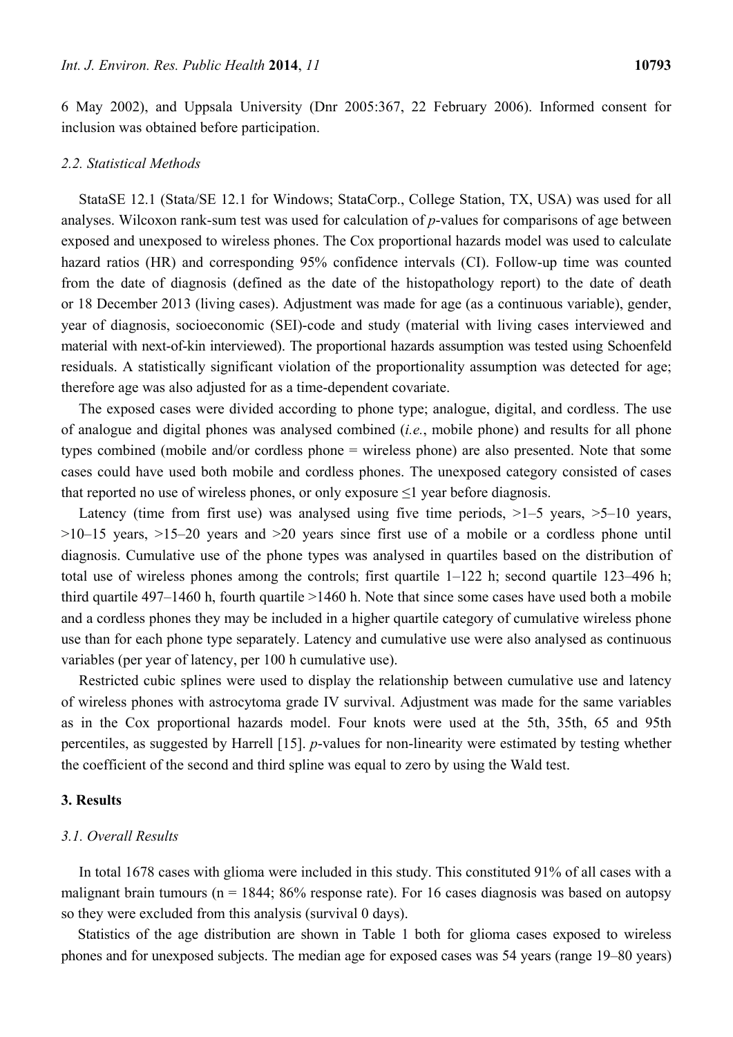6 May 2002), and Uppsala University (Dnr 2005:367, 22 February 2006). Informed consent for inclusion was obtained before participation.

### *2.2. Statistical Methods*

StataSE 12.1 (Stata/SE 12.1 for Windows; StataCorp., College Station, TX, USA) was used for all analyses. Wilcoxon rank-sum test was used for calculation of *p*-values for comparisons of age between exposed and unexposed to wireless phones. The Cox proportional hazards model was used to calculate hazard ratios (HR) and corresponding 95% confidence intervals (CI). Follow-up time was counted from the date of diagnosis (defined as the date of the histopathology report) to the date of death or 18 December 2013 (living cases). Adjustment was made for age (as a continuous variable), gender, year of diagnosis, socioeconomic (SEI)-code and study (material with living cases interviewed and material with next-of-kin interviewed). The proportional hazards assumption was tested using Schoenfeld residuals. A statistically significant violation of the proportionality assumption was detected for age; therefore age was also adjusted for as a time-dependent covariate.

The exposed cases were divided according to phone type; analogue, digital, and cordless. The use of analogue and digital phones was analysed combined (*i.e.*, mobile phone) and results for all phone types combined (mobile and/or cordless phone = wireless phone) are also presented. Note that some cases could have used both mobile and cordless phones. The unexposed category consisted of cases that reported no use of wireless phones, or only exposure ≤1 year before diagnosis.

Latency (time from first use) was analysed using five time periods, >1–5 years, >5–10 years, >10–15 years, >15–20 years and >20 years since first use of a mobile or a cordless phone until diagnosis. Cumulative use of the phone types was analysed in quartiles based on the distribution of total use of wireless phones among the controls; first quartile 1–122 h; second quartile 123–496 h; third quartile 497–1460 h, fourth quartile >1460 h. Note that since some cases have used both a mobile and a cordless phones they may be included in a higher quartile category of cumulative wireless phone use than for each phone type separately. Latency and cumulative use were also analysed as continuous variables (per year of latency, per 100 h cumulative use).

Restricted cubic splines were used to display the relationship between cumulative use and latency of wireless phones with astrocytoma grade IV survival. Adjustment was made for the same variables as in the Cox proportional hazards model. Four knots were used at the 5th, 35th, 65 and 95th percentiles, as suggested by Harrell [15]. *p*-values for non-linearity were estimated by testing whether the coefficient of the second and third spline was equal to zero by using the Wald test.

## 3. Results

### *3.1. Overall Results*

In total 1678 cases with glioma were included in this study. This constituted 91% of all cases with a malignant brain tumours (n = 1844; 86% response rate). For 16 cases diagnosis was based on autopsy so they were excluded from this analysis (survival 0 days).

Statistics of the age distribution are shown in Table 1 both for glioma cases exposed to wireless phones and for unexposed subjects. The median age for exposed cases was 54 years (range 19–80 years)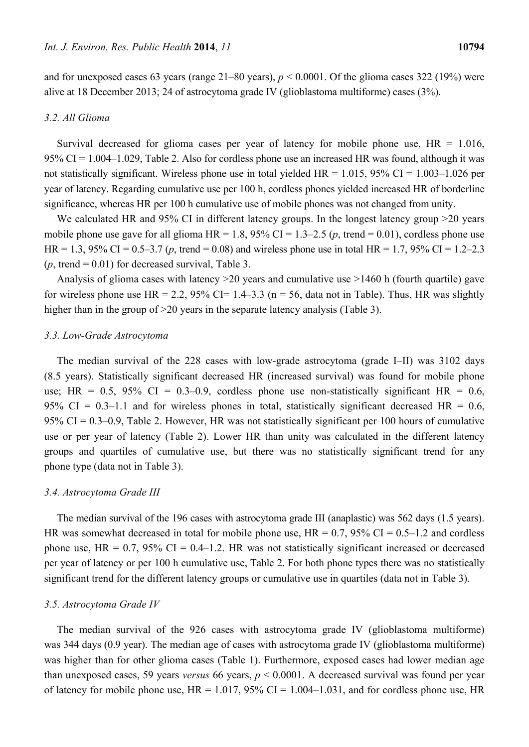and for unexposed cases 63 years (range 21–80 years), $p < 0.0001$. Of the glioma cases 322 (19%) were alive at 18 December 2013; 24 of astrocytoma grade IV (glioblastoma multiforme) cases (3%).

### 3.2. All Glioma

Survival decreased for glioma cases per year of latency for mobile phone use, HR = 1.016, 95% CI = 1.004–1.029, Table 2. Also for cordless phone use an increased HR was found, although it was not statistically significant. Wireless phone use in total yielded HR = 1.015, 95% CI = 1.003–1.026 per year of latency. Regarding cumulative use per 100 h, cordless phones yielded increased HR of borderline significance, whereas HR per 100 h cumulative use of mobile phones was not changed from unity.

We calculated HR and 95% CI in different latency groups. In the longest latency group >20 years mobile phone use gave for all glioma HR = 1.8, 95% CI = 1.3–2.5 (*p*, trend = 0.01), cordless phone use HR = 1.3, 95% CI = 0.5–3.7 (*p*, trend = 0.08) and wireless phone use in total HR = 1.7, 95% CI = 1.2–2.3 (*p*, trend = 0.01) for decreased survival, Table 3.

Analysis of glioma cases with latency >20 years and cumulative use >1460 h (fourth quartile) gave for wireless phone use HR = 2.2, 95% CI= 1.4–3.3 (n = 56, data not in Table). Thus, HR was slightly higher than in the group of >20 years in the separate latency analysis (Table 3).

### 3.3. Low-Grade Astrocytoma

The median survival of the 228 cases with low-grade astrocytoma (grade I–II) was 3102 days (8.5 years). Statistically significant decreased HR (increased survival) was found for mobile phone use; HR = 0.5, 95% CI = 0.3–0.9, cordless phone use non-statistically significant HR = 0.6, 95% CI = 0.3–1.1 and for wireless phones in total, statistically significant decreased HR = 0.6, 95% CI = 0.3–0.9, Table 2. However, HR was not statistically significant per 100 hours of cumulative use or per year of latency (Table 2). Lower HR than unity was calculated in the different latency groups and quartiles of cumulative use, but there was no statistically significant trend for any phone type (data not in Table 3).

### 3.4. Astrocytoma Grade III

The median survival of the 196 cases with astrocytoma grade III (anaplastic) was 562 days (1.5 years). HR was somewhat decreased in total for mobile phone use, HR = 0.7, 95% CI = 0.5–1.2 and cordless phone use, HR = 0.7, 95% CI = 0.4–1.2. HR was not statistically significant increased or decreased per year of latency or per 100 h cumulative use, Table 2. For both phone types there was no statistically significant trend for the different latency groups or cumulative use in quartiles (data not in Table 3).

### 3.5. Astrocytoma Grade IV

The median survival of the 926 cases with astrocytoma grade IV (glioblastoma multiforme) was 344 days (0.9 year). The median age of cases with astrocytoma grade IV (glioblastoma multiforme) was higher than for other glioma cases (Table 1). Furthermore, exposed cases had lower median age than unexposed cases, 59 years *versus* 66 years, $p < 0.0001$. A decreased survival was found per year of latency for mobile phone use, HR = 1.017, 95% CI = 1.004–1.031, and for cordless phone use, HR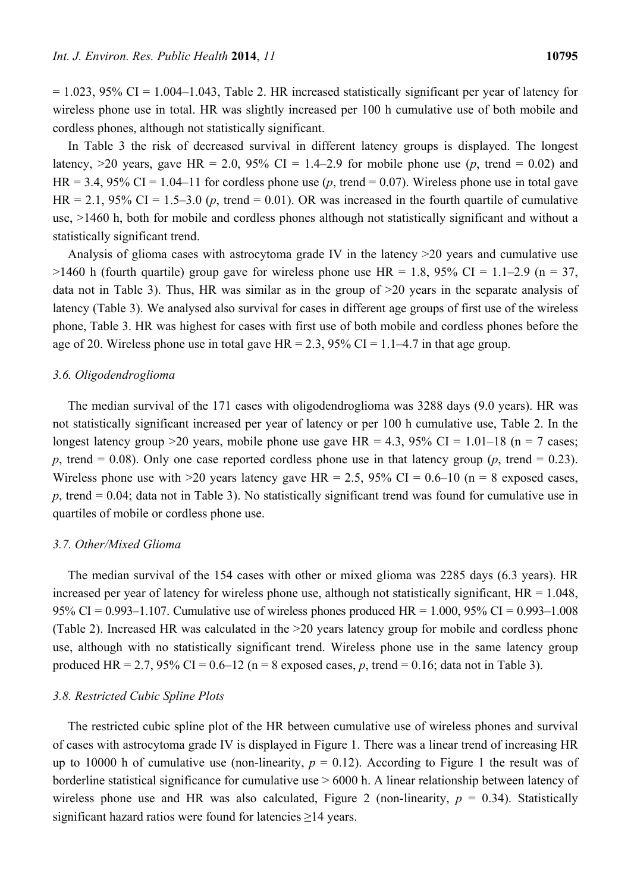= 1.023, 95% CI = 1.004–1.043, Table 2. HR increased statistically significant per year of latency for wireless phone use in total. HR was slightly increased per 100 h cumulative use of both mobile and cordless phones, although not statistically significant.

In Table 3 the risk of decreased survival in different latency groups is displayed. The longest latency, >20 years, gave HR = 2.0, 95% CI = 1.4–2.9 for mobile phone use ($p$, trend = 0.02) and HR = 3.4, 95% CI = 1.04–11 for cordless phone use ($p$, trend = 0.07). Wireless phone use in total gave HR = 2.1, 95% CI = 1.5–3.0 ($p$, trend = 0.01). OR was increased in the fourth quartile of cumulative use, >1460 h, both for mobile and cordless phones although not statistically significant and without a statistically significant trend.

Analysis of glioma cases with astrocytoma grade IV in the latency >20 years and cumulative use >1460 h (fourth quartile) group gave for wireless phone use HR = 1.8, 95% CI = 1.1–2.9 (n = 37, data not in Table 3). Thus, HR was similar as in the group of >20 years in the separate analysis of latency (Table 3). We analysed also survival for cases in different age groups of first use of the wireless phone, Table 3. HR was highest for cases with first use of both mobile and cordless phones before the age of 20. Wireless phone use in total gave HR = 2.3, 95% CI = 1.1–4.7 in that age group.

### 3.6. Oligodendroglioma

The median survival of the 171 cases with oligodendroglioma was 3288 days (9.0 years). HR was not statistically significant increased per year of latency or per 100 h cumulative use, Table 2. In the longest latency group >20 years, mobile phone use gave HR = 4.3, 95% CI = 1.01–18 (n = 7 cases; $p$, trend = 0.08). Only one case reported cordless phone use in that latency group ($p$, trend = 0.23). Wireless phone use with >20 years latency gave HR = 2.5, 95% CI = 0.6–10 (n = 8 exposed cases, $p$, trend = 0.04; data not in Table 3). No statistically significant trend was found for cumulative use in quartiles of mobile or cordless phone use.

### 3.7. Other/Mixed Glioma

The median survival of the 154 cases with other or mixed glioma was 2285 days (6.3 years). HR increased per year of latency for wireless phone use, although not statistically significant, HR = 1.048, 95% CI = 0.993–1.107. Cumulative use of wireless phones produced HR = 1.000, 95% CI = 0.993–1.008 (Table 2). Increased HR was calculated in the >20 years latency group for mobile and cordless phone use, although with no statistically significant trend. Wireless phone use in the same latency group produced HR = 2.7, 95% CI = 0.6–12 (n = 8 exposed cases, $p$, trend = 0.16; data not in Table 3).

### 3.8. Restricted Cubic Spline Plots

The restricted cubic spline plot of the HR between cumulative use of wireless phones and survival of cases with astrocytoma grade IV is displayed in Figure 1. There was a linear trend of increasing HR up to 10000 h of cumulative use (non-linearity, $p$ = 0.12). According to Figure 1 the result was of borderline statistical significance for cumulative use > 6000 h. A linear relationship between latency of wireless phone use and HR was also calculated, Figure 2 (non-linearity, $p$ = 0.34). Statistically significant hazard ratios were found for latencies ≥14 years.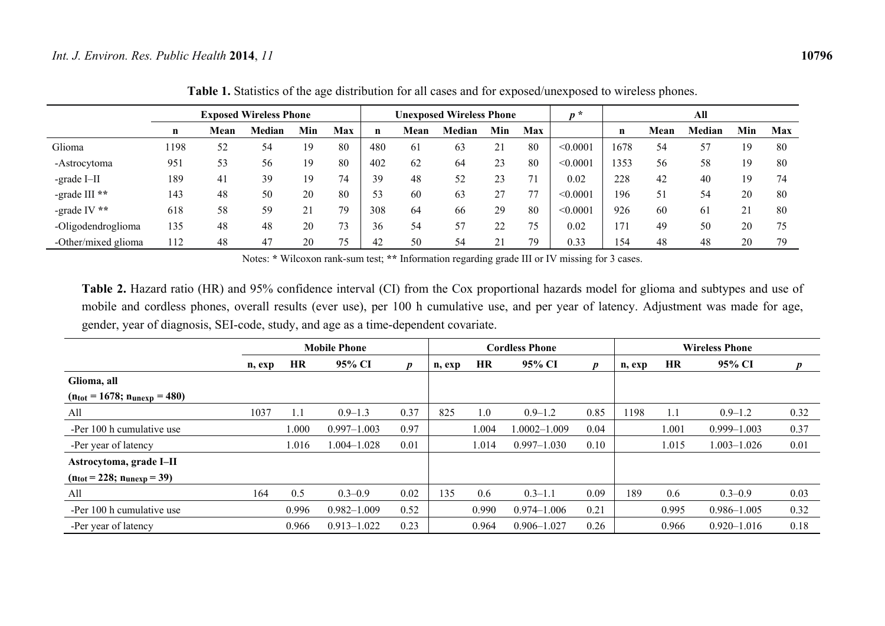**Table 1.** Statistics of the age distribution for all cases and for exposed/unexposed to wireless phones.

| | Exposed Wireless Phone | | | | | Unexposed Wireless Phone | | | | | $p$ * | All | | | | |
|---|---|---|---|---|---|---|---|---|---|---|---|---|---|---|---|---|
| | n | Mean | Median | Min | Max | n | Mean | Median | Min | Max | | n | Mean | Median | Min | Max |
| Glioma | 1198 | 52 | 54 | 19 | 80 | 480 | 61 | 63 | 21 | 80 | <0.0001 | 1678 | 54 | 57 | 19 | 80 |
| -Astrocytoma | 951 | 53 | 56 | 19 | 80 | 402 | 62 | 64 | 23 | 80 | <0.0001 | 1353 | 56 | 58 | 19 | 80 |
| -grade I–II | 189 | 41 | 39 | 19 | 74 | 39 | 48 | 52 | 23 | 71 | 0.02 | 228 | 42 | 40 | 19 | 74 |
| -grade III ** | 143 | 48 | 50 | 20 | 80 | 53 | 60 | 63 | 27 | 77 | <0.0001 | 196 | 51 | 54 | 20 | 80 |
| -grade IV ** | 618 | 58 | 59 | 21 | 79 | 308 | 64 | 66 | 29 | 80 | <0.0001 | 926 | 60 | 61 | 21 | 80 |
| -Oligodendroglioma | 135 | 48 | 48 | 20 | 73 | 36 | 54 | 57 | 22 | 75 | 0.02 | 171 | 49 | 50 | 20 | 75 |
| -Other/mixed glioma | 112 | 48 | 47 | 20 | 75 | 42 | 50 | 54 | 21 | 79 | 0.33 | 154 | 48 | 48 | 20 | 79 |

Notes: * Wilcoxon rank-sum test; ** Information regarding grade III or IV missing for 3 cases.

**Table 2.** Hazard ratio (HR) and 95% confidence interval (CI) from the Cox proportional hazards model for glioma and subtypes and use of mobile and cordless phones, overall results (ever use), per 100 h cumulative use, and per year of latency. Adjustment was made for age, gender, year of diagnosis, SEI-code, study, and age as a time-dependent covariate.

| | Mobile Phone | | | | Cordless Phone | | | | Wireless Phone | | | |
|---|---|---|---|---|---|---|---|---|---|---|---|---|
| | n, exp | HR | 95% CI | $p$ | n, exp | HR | 95% CI | $p$ | n, exp | HR | 95% CI | $p$ |
| **Glioma, all** | | | | | | | | | | | | |
| **($n_{tot}$ = 1678; $n_{unexp}$ = 480)** | | | | | | | | | | | | |
| All | 1037 | 1.1 | 0.9–1.3 | 0.37 | 825 | 1.0 | 0.9–1.2 | 0.85 | 1198 | 1.1 | 0.9–1.2 | 0.32 |
| -Per 100 h cumulative use | | 1.000 | 0.997–1.003 | 0.97 | | 1.004 | 1.0002–1.009 | 0.04 | | 1.001 | 0.999–1.003 | 0.37 |
| -Per year of latency | | 1.016 | 1.004–1.028 | 0.01 | | 1.014 | 0.997–1.030 | 0.10 | | 1.015 | 1.003–1.026 | 0.01 |
| **Astrocytoma, grade I–II** | | | | | | | | | | | | |
| **($n_{tot}$ = 228; $n_{unexp}$ = 39)** | | | | | | | | | | | | |
| All | 164 | 0.5 | 0.3–0.9 | 0.02 | 135 | 0.6 | 0.3–1.1 | 0.09 | 189 | 0.6 | 0.3–0.9 | 0.03 |
| -Per 100 h cumulative use | | 0.996 | 0.982–1.009 | 0.52 | | 0.990 | 0.974–1.006 | 0.21 | | 0.995 | 0.986–1.005 | 0.32 |
| -Per year of latency | | 0.966 | 0.913–1.022 | 0.23 | | 0.964 | 0.906–1.027 | 0.26 | | 0.966 | 0.920–1.016 | 0.18 |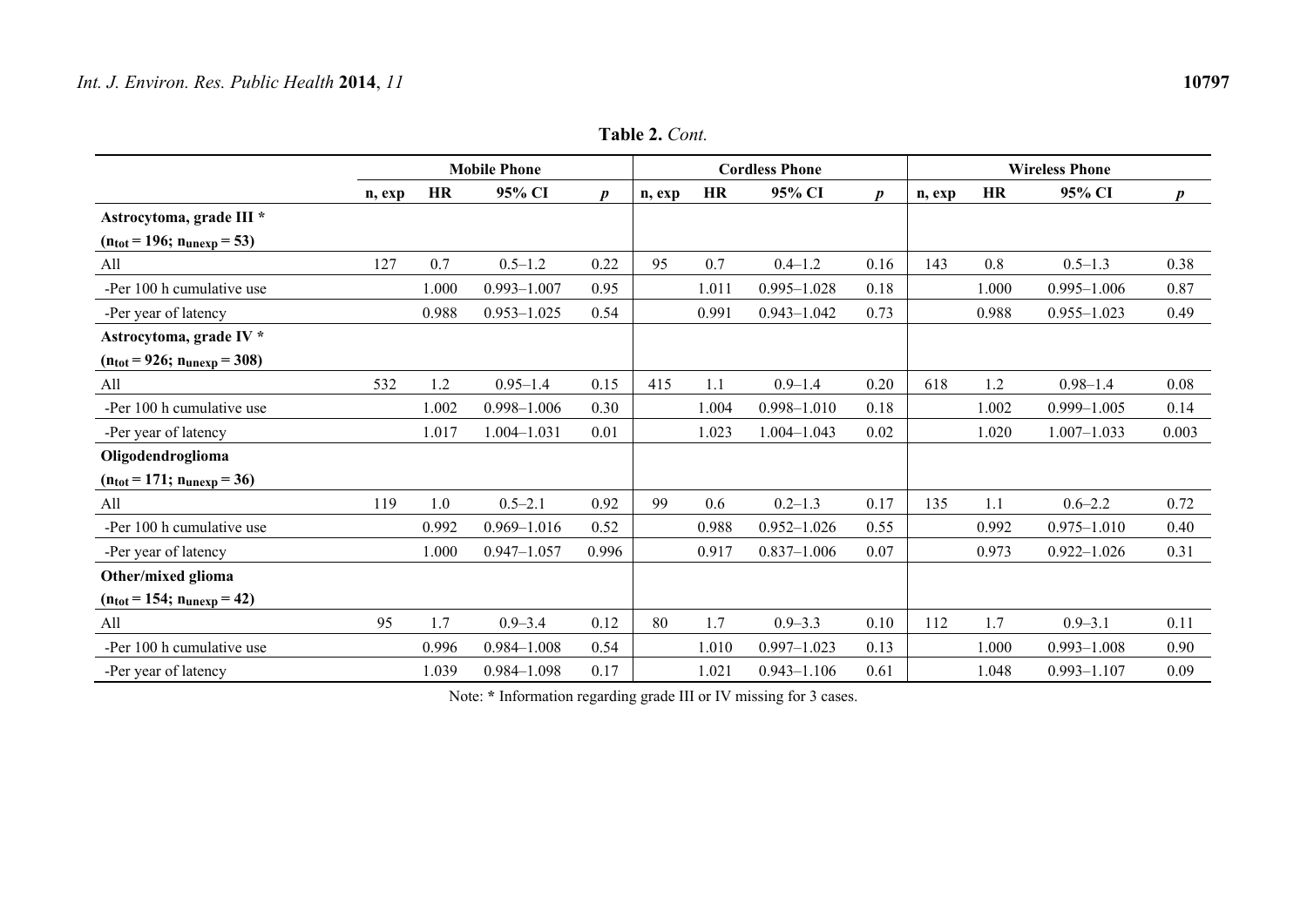**Table 2.** *Cont.*

| | Mobile Phone | | | | Cordless Phone | | | | Wireless Phone | | | |
|---|---|---|---|---|---|---|---|---|---|---|---|---|
| | n, exp | HR | 95% CI | *p* | n, exp | HR | 95% CI | *p* | n, exp | HR | 95% CI | *p* |
| **Astrocytoma, grade III *** | | | | | | | | | | | | |
| **($n_{tot}$ = 196; $n_{unexp}$ = 53)** | | | | | | | | | | | | |
| All | 127 | 0.7 | 0.5–1.2 | 0.22 | 95 | 0.7 | 0.4–1.2 | 0.16 | 143 | 0.8 | 0.5–1.3 | 0.38 |
| -Per 100 h cumulative use | | 1.000 | 0.993–1.007 | 0.95 | | 1.011 | 0.995–1.028 | 0.18 | | 1.000 | 0.995–1.006 | 0.87 |
| -Per year of latency | | 0.988 | 0.953–1.025 | 0.54 | | 0.991 | 0.943–1.042 | 0.73 | | 0.988 | 0.955–1.023 | 0.49 |
| **Astrocytoma, grade IV *** | | | | | | | | | | | | |
| **($n_{tot}$ = 926; $n_{unexp}$ = 308)** | | | | | | | | | | | | |
| All | 532 | 1.2 | 0.95–1.4 | 0.15 | 415 | 1.1 | 0.9–1.4 | 0.20 | 618 | 1.2 | 0.98–1.4 | 0.08 |
| -Per 100 h cumulative use | | 1.002 | 0.998–1.006 | 0.30 | | 1.004 | 0.998–1.010 | 0.18 | | 1.002 | 0.999–1.005 | 0.14 |
| -Per year of latency | | 1.017 | 1.004–1.031 | 0.01 | | 1.023 | 1.004–1.043 | 0.02 | | 1.020 | 1.007–1.033 | 0.003 |
| **Oligodendroglioma** | | | | | | | | | | | | |
| **($n_{tot}$ = 171; $n_{unexp}$ = 36)** | | | | | | | | | | | | |
| All | 119 | 1.0 | 0.5–2.1 | 0.92 | 99 | 0.6 | 0.2–1.3 | 0.17 | 135 | 1.1 | 0.6–2.2 | 0.72 |
| -Per 100 h cumulative use | | 0.992 | 0.969–1.016 | 0.52 | | 0.988 | 0.952–1.026 | 0.55 | | 0.992 | 0.975–1.010 | 0.40 |
| -Per year of latency | | 1.000 | 0.947–1.057 | 0.996 | | 0.917 | 0.837–1.006 | 0.07 | | 0.973 | 0.922–1.026 | 0.31 |
| **Other/mixed glioma** | | | | | | | | | | | | |
| **($n_{tot}$ = 154; $n_{unexp}$ = 42)** | | | | | | | | | | | | |
| All | 95 | 1.7 | 0.9–3.4 | 0.12 | 80 | 1.7 | 0.9–3.3 | 0.10 | 112 | 1.7 | 0.9–3.1 | 0.11 |
| -Per 100 h cumulative use | | 0.996 | 0.984–1.008 | 0.54 | | 1.010 | 0.997–1.023 | 0.13 | | 1.000 | 0.993–1.008 | 0.90 |
| -Per year of latency | | 1.039 | 0.984–1.098 | 0.17 | | 1.021 | 0.943–1.106 | 0.61 | | 1.048 | 0.993–1.107 | 0.09 |

Note: * Information regarding grade III or IV missing for 3 cases.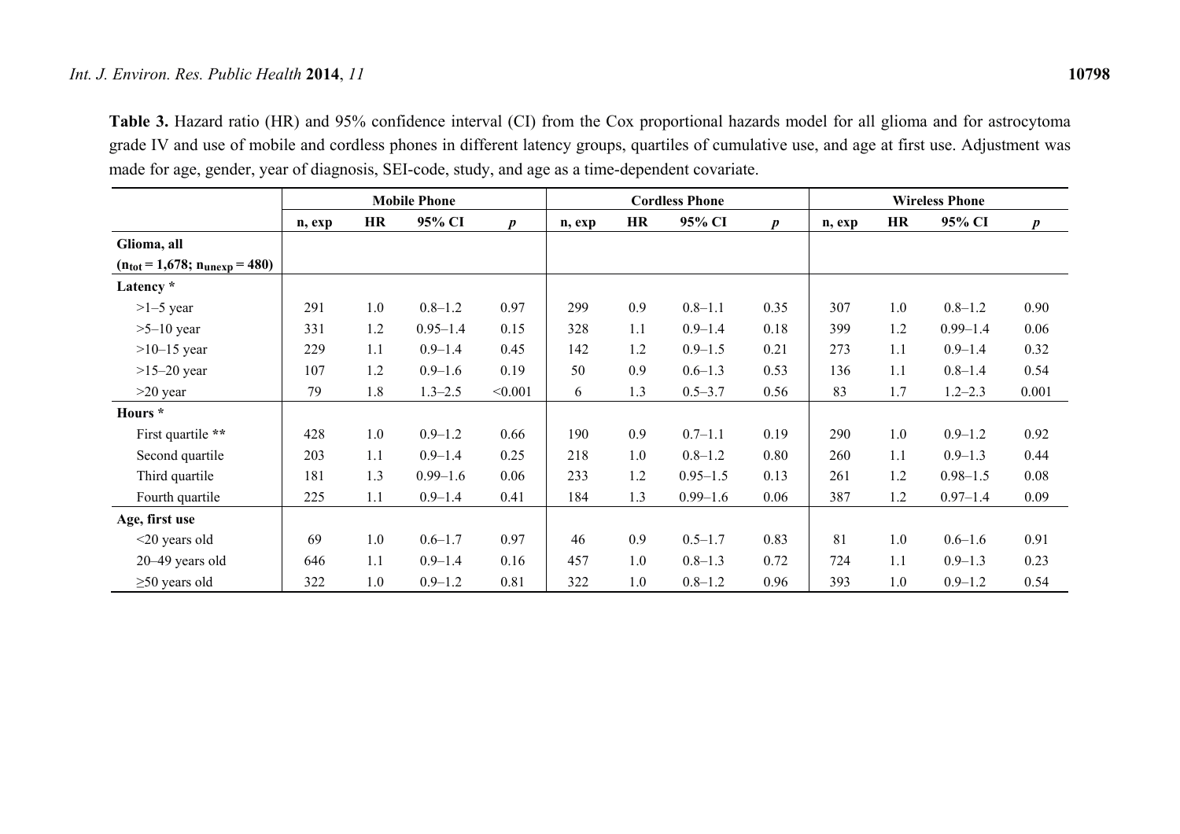**Table 3.** Hazard ratio (HR) and 95% confidence interval (CI) from the Cox proportional hazards model for all glioma and for astrocytoma grade IV and use of mobile and cordless phones in different latency groups, quartiles of cumulative use, and age at first use. Adjustment was made for age, gender, year of diagnosis, SEI-code, study, and age as a time-dependent covariate.

| | Mobile Phone | | | | Cordless Phone | | | | Wireless Phone | | | |
|---|---|---|---|---|---|---|---|---|---|---|---|---|
| | **n, exp** | **HR** | **95% CI** | ***p*** | **n, exp** | **HR** | **95% CI** | ***p*** | **n, exp** | **HR** | **95% CI** | ***p*** |
| **Glioma, all** | | | | | | | | | | | | |
| **($n_{tot}$ = 1,678; $n_{unexp}$ = 480)** | | | | | | | | | | | | |
| **Latency \*** | | | | | | | | | | | | |
| >1–5 year | 291 | 1.0 | 0.8–1.2 | 0.97 | 299 | 0.9 | 0.8–1.1 | 0.35 | 307 | 1.0 | 0.8–1.2 | 0.90 |
| >5–10 year | 331 | 1.2 | 0.95–1.4 | 0.15 | 328 | 1.1 | 0.9–1.4 | 0.18 | 399 | 1.2 | 0.99–1.4 | 0.06 |
| >10–15 year | 229 | 1.1 | 0.9–1.4 | 0.45 | 142 | 1.2 | 0.9–1.5 | 0.21 | 273 | 1.1 | 0.9–1.4 | 0.32 |
| >15–20 year | 107 | 1.2 | 0.9–1.6 | 0.19 | 50 | 0.9 | 0.6–1.3 | 0.53 | 136 | 1.1 | 0.8–1.4 | 0.54 |
| >20 year | 79 | 1.8 | 1.3–2.5 | <0.001 | 6 | 1.3 | 0.5–3.7 | 0.56 | 83 | 1.7 | 1.2–2.3 | 0.001 |
| **Hours \*** | | | | | | | | | | | | |
| First quartile **\*\*** | 428 | 1.0 | 0.9–1.2 | 0.66 | 190 | 0.9 | 0.7–1.1 | 0.19 | 290 | 1.0 | 0.9–1.2 | 0.92 |
| Second quartile | 203 | 1.1 | 0.9–1.4 | 0.25 | 218 | 1.0 | 0.8–1.2 | 0.80 | 260 | 1.1 | 0.9–1.3 | 0.44 |
| Third quartile | 181 | 1.3 | 0.99–1.6 | 0.06 | 233 | 1.2 | 0.95–1.5 | 0.13 | 261 | 1.2 | 0.98–1.5 | 0.08 |
| Fourth quartile | 225 | 1.1 | 0.9–1.4 | 0.41 | 184 | 1.3 | 0.99–1.6 | 0.06 | 387 | 1.2 | 0.97–1.4 | 0.09 |
| **Age, first use** | | | | | | | | | | | | |
| <20 years old | 69 | 1.0 | 0.6–1.7 | 0.97 | 46 | 0.9 | 0.5–1.7 | 0.83 | 81 | 1.0 | 0.6–1.6 | 0.91 |
| 20–49 years old | 646 | 1.1 | 0.9–1.4 | 0.16 | 457 | 1.0 | 0.8–1.3 | 0.72 | 724 | 1.1 | 0.9–1.3 | 0.23 |
| ≥50 years old | 322 | 1.0 | 0.9–1.2 | 0.81 | 322 | 1.0 | 0.8–1.2 | 0.96 | 393 | 1.0 | 0.9–1.2 | 0.54 |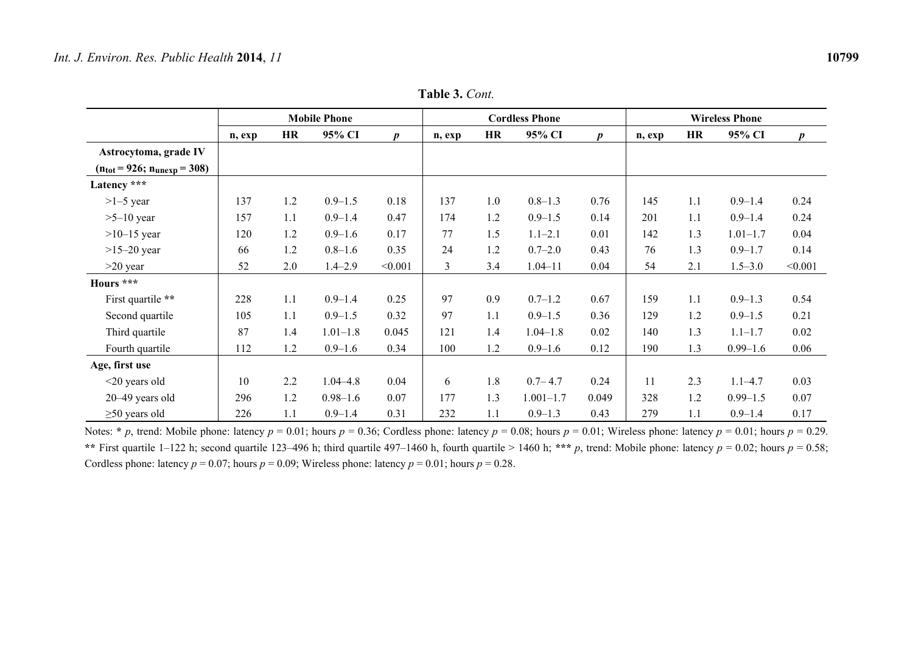**Table 3.** *Cont.*

| | Mobile Phone | | | | Cordless Phone | | | | Wireless Phone | | | |
|---|---|---|---|---|---|---|---|---|---|---|---|---|
| | n, exp | HR | 95% CI | *p* | n, exp | HR | 95% CI | *p* | n, exp | HR | 95% CI | *p* |
| **Astrocytoma, grade IV ($n_{tot}$ = 926; $n_{unexp}$ = 308)** | | | | | | | | | | | | |
| **Latency \*\*\*** | | | | | | | | | | | | |
| >1–5 year | 137 | 1.2 | 0.9–1.5 | 0.18 | 137 | 1.0 | 0.8–1.3 | 0.76 | 145 | 1.1 | 0.9–1.4 | 0.24 |
| >5–10 year | 157 | 1.1 | 0.9–1.4 | 0.47 | 174 | 1.2 | 0.9–1.5 | 0.14 | 201 | 1.1 | 0.9–1.4 | 0.24 |
| >10–15 year | 120 | 1.2 | 0.9–1.6 | 0.17 | 77 | 1.5 | 1.1–2.1 | 0.01 | 142 | 1.3 | 1.01–1.7 | 0.04 |
| >15–20 year | 66 | 1.2 | 0.8–1.6 | 0.35 | 24 | 1.2 | 0.7–2.0 | 0.43 | 76 | 1.3 | 0.9–1.7 | 0.14 |
| >20 year | 52 | 2.0 | 1.4–2.9 | <0.001 | 3 | 3.4 | 1.04–11 | 0.04 | 54 | 2.1 | 1.5–3.0 | <0.001 |
| **Hours \*\*\*** | | | | | | | | | | | | |
| First quartile \*\* | 228 | 1.1 | 0.9–1.4 | 0.25 | 97 | 0.9 | 0.7–1.2 | 0.67 | 159 | 1.1 | 0.9–1.3 | 0.54 |
| Second quartile | 105 | 1.1 | 0.9–1.5 | 0.32 | 97 | 1.1 | 0.9–1.5 | 0.36 | 129 | 1.2 | 0.9–1.5 | 0.21 |
| Third quartile | 87 | 1.4 | 1.01–1.8 | 0.045 | 121 | 1.4 | 1.04–1.8 | 0.02 | 140 | 1.3 | 1.1–1.7 | 0.02 |
| Fourth quartile | 112 | 1.2 | 0.9–1.6 | 0.34 | 100 | 1.2 | 0.9–1.6 | 0.12 | 190 | 1.3 | 0.99–1.6 | 0.06 |
| **Age, first use** | | | | | | | | | | | | |
| <20 years old | 10 | 2.2 | 1.04–4.8 | 0.04 | 6 | 1.8 | 0.7– 4.7 | 0.24 | 11 | 2.3 | 1.1–4.7 | 0.03 |
| 20–49 years old | 296 | 1.2 | 0.98–1.6 | 0.07 | 177 | 1.3 | 1.001–1.7 | 0.049 | 328 | 1.2 | 0.99–1.5 | 0.07 |
| ≥50 years old | 226 | 1.1 | 0.9–1.4 | 0.31 | 232 | 1.1 | 0.9–1.3 | 0.43 | 279 | 1.1 | 0.9–1.4 | 0.17 |

Notes: \* *p*, trend: Mobile phone: latency $p = 0.01$; hours $p = 0.36$; Cordless phone: latency $p = 0.08$; hours $p = 0.01$; Wireless phone: latency $p = 0.01$; hours $p = 0.29$. \*\* First quartile 1–122 h; second quartile 123–496 h; third quartile 497–1460 h, fourth quartile > 1460 h; \*\*\* *p*, trend: Mobile phone: latency $p = 0.02$; hours $p = 0.58$; Cordless phone: latency $p = 0.07$; hours $p = 0.09$; Wireless phone: latency $p = 0.01$; hours $p = 0.28$.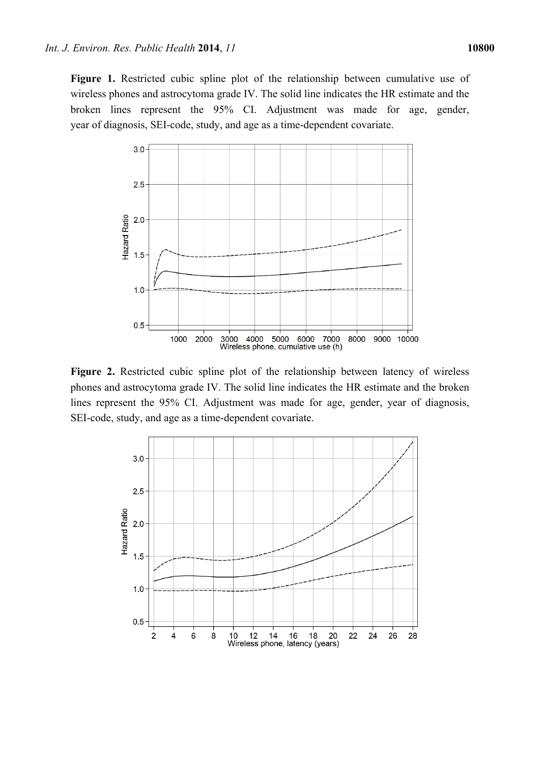**Figure 1.** Restricted cubic spline plot of the relationship between cumulative use of wireless phones and astrocytoma grade IV. The solid line indicates the HR estimate and the broken lines represent the 95% CI. Adjustment was made for age, gender, year of diagnosis, SEI-code, study, and age as a time-dependent covariate.

**Figure 2.** Restricted cubic spline plot of the relationship between latency of wireless phones and astrocytoma grade IV. The solid line indicates the HR estimate and the broken lines represent the 95% CI. Adjustment was made for age, gender, year of diagnosis, SEI-code, study, and age as a time-dependent covariate.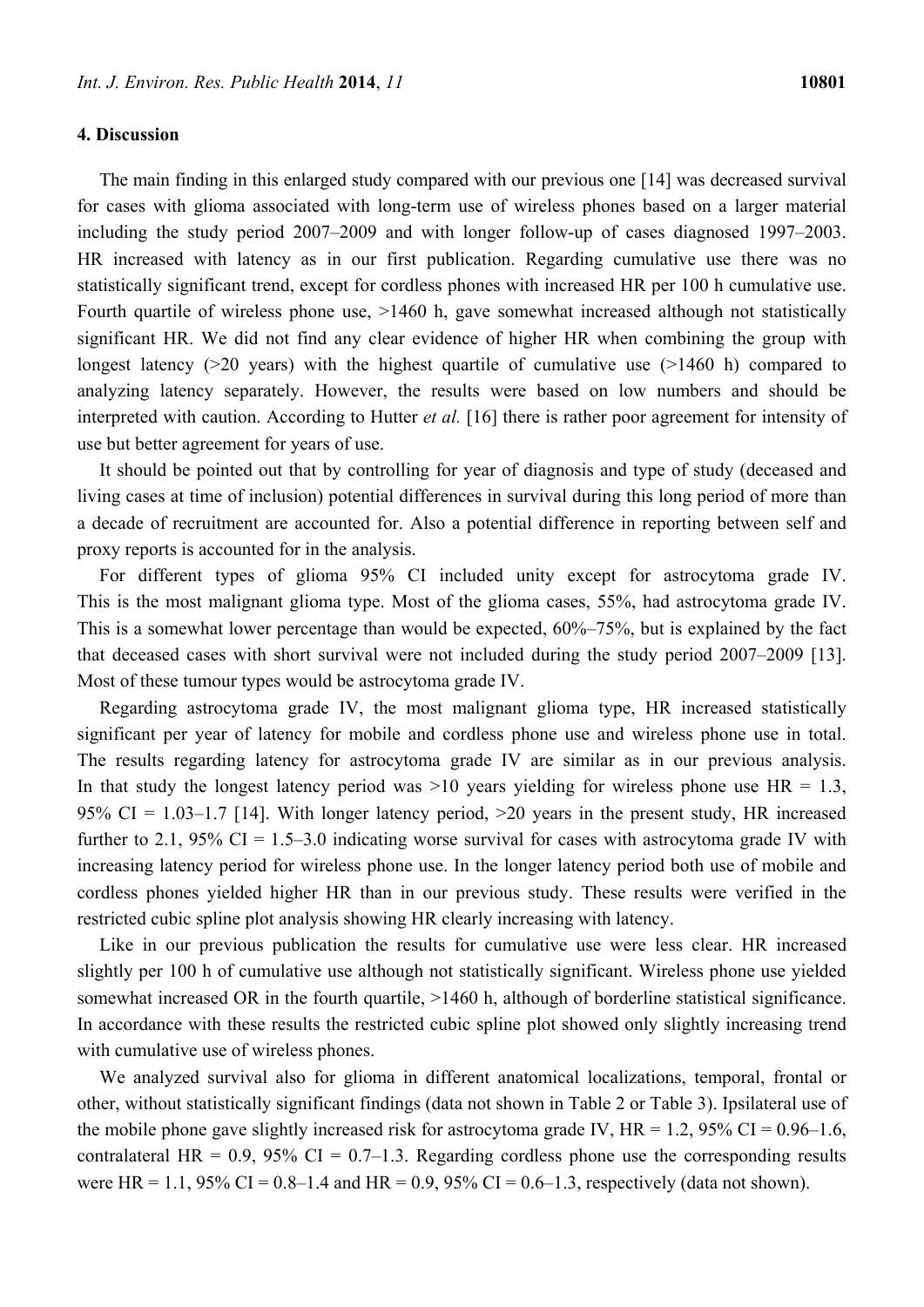## 4. Discussion

The main finding in this enlarged study compared with our previous one [14] was decreased survival for cases with glioma associated with long-term use of wireless phones based on a larger material including the study period 2007–2009 and with longer follow-up of cases diagnosed 1997–2003. HR increased with latency as in our first publication. Regarding cumulative use there was no statistically significant trend, except for cordless phones with increased HR per 100 h cumulative use. Fourth quartile of wireless phone use, >1460 h, gave somewhat increased although not statistically significant HR. We did not find any clear evidence of higher HR when combining the group with longest latency (>20 years) with the highest quartile of cumulative use (>1460 h) compared to analyzing latency separately. However, the results were based on low numbers and should be interpreted with caution. According to Hutter *et al.* [16] there is rather poor agreement for intensity of use but better agreement for years of use.

It should be pointed out that by controlling for year of diagnosis and type of study (deceased and living cases at time of inclusion) potential differences in survival during this long period of more than a decade of recruitment are accounted for. Also a potential difference in reporting between self and proxy reports is accounted for in the analysis.

For different types of glioma 95% CI included unity except for astrocytoma grade IV. This is the most malignant glioma type. Most of the glioma cases, 55%, had astrocytoma grade IV. This is a somewhat lower percentage than would be expected, 60%–75%, but is explained by the fact that deceased cases with short survival were not included during the study period 2007–2009 [13]. Most of these tumour types would be astrocytoma grade IV.

Regarding astrocytoma grade IV, the most malignant glioma type, HR increased statistically significant per year of latency for mobile and cordless phone use and wireless phone use in total. The results regarding latency for astrocytoma grade IV are similar as in our previous analysis. In that study the longest latency period was >10 years yielding for wireless phone use HR = 1.3, 95% CI = 1.03–1.7 [14]. With longer latency period, >20 years in the present study, HR increased further to 2.1, 95% CI = 1.5–3.0 indicating worse survival for cases with astrocytoma grade IV with increasing latency period for wireless phone use. In the longer latency period both use of mobile and cordless phones yielded higher HR than in our previous study. These results were verified in the restricted cubic spline plot analysis showing HR clearly increasing with latency.

Like in our previous publication the results for cumulative use were less clear. HR increased slightly per 100 h of cumulative use although not statistically significant. Wireless phone use yielded somewhat increased OR in the fourth quartile, >1460 h, although of borderline statistical significance. In accordance with these results the restricted cubic spline plot showed only slightly increasing trend with cumulative use of wireless phones.

We analyzed survival also for glioma in different anatomical localizations, temporal, frontal or other, without statistically significant findings (data not shown in Table 2 or Table 3). Ipsilateral use of the mobile phone gave slightly increased risk for astrocytoma grade IV, HR = 1.2, 95% CI = 0.96–1.6, contralateral HR = 0.9, 95% CI = 0.7–1.3. Regarding cordless phone use the corresponding results were HR = 1.1, 95% CI = 0.8–1.4 and HR = 0.9, 95% CI = 0.6–1.3, respectively (data not shown).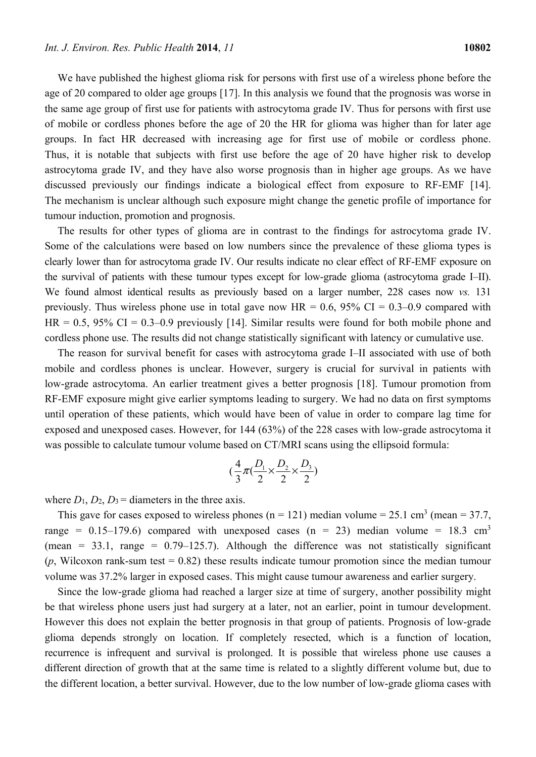We have published the highest glioma risk for persons with first use of a wireless phone before the age of 20 compared to older age groups [17]. In this analysis we found that the prognosis was worse in the same age group of first use for patients with astrocytoma grade IV. Thus for persons with first use of mobile or cordless phones before the age of 20 the HR for glioma was higher than for later age groups. In fact HR decreased with increasing age for first use of mobile or cordless phone. Thus, it is notable that subjects with first use before the age of 20 have higher risk to develop astrocytoma grade IV, and they have also worse prognosis than in higher age groups. As we have discussed previously our findings indicate a biological effect from exposure to RF-EMF [14]. The mechanism is unclear although such exposure might change the genetic profile of importance for tumour induction, promotion and prognosis.

The results for other types of glioma are in contrast to the findings for astrocytoma grade IV. Some of the calculations were based on low numbers since the prevalence of these glioma types is clearly lower than for astrocytoma grade IV. Our results indicate no clear effect of RF-EMF exposure on the survival of patients with these tumour types except for low-grade glioma (astrocytoma grade I–II). We found almost identical results as previously based on a larger number, 228 cases now *vs.* 131 previously. Thus wireless phone use in total gave now HR = 0.6, 95% CI = 0.3–0.9 compared with HR = 0.5, 95% CI = 0.3–0.9 previously [14]. Similar results were found for both mobile phone and cordless phone use. The results did not change statistically significant with latency or cumulative use.

The reason for survival benefit for cases with astrocytoma grade I–II associated with use of both mobile and cordless phones is unclear. However, surgery is crucial for survival in patients with low-grade astrocytoma. An earlier treatment gives a better prognosis [18]. Tumour promotion from RF-EMF exposure might give earlier symptoms leading to surgery. We had no data on first symptoms until operation of these patients, which would have been of value in order to compare lag time for exposed and unexposed cases. However, for 144 (63%) of the 228 cases with low-grade astrocytoma it was possible to calculate tumour volume based on CT/MRI scans using the ellipsoid formula:

$$(\frac{4}{3}\pi(\frac{D_1}{2}\times\frac{D_2}{2}\times\frac{D_3}{2})$$

where $D_1$, $D_2$, $D_3$ = diameters in the three axis.

This gave for cases exposed to wireless phones (n = 121) median volume = 25.1 $cm^3$ (mean = 37.7, range = 0.15–179.6) compared with unexposed cases (n = 23) median volume = 18.3 $cm^3$ (mean = 33.1, range = 0.79–125.7). Although the difference was not statistically significant (*p*, Wilcoxon rank-sum test = 0.82) these results indicate tumour promotion since the median tumour volume was 37.2% larger in exposed cases. This might cause tumour awareness and earlier surgery.

Since the low-grade glioma had reached a larger size at time of surgery, another possibility might be that wireless phone users just had surgery at a later, not an earlier, point in tumour development. However this does not explain the better prognosis in that group of patients. Prognosis of low-grade glioma depends strongly on location. If completely resected, which is a function of location, recurrence is infrequent and survival is prolonged. It is possible that wireless phone use causes a different direction of growth that at the same time is related to a slightly different volume but, due to the different location, a better survival. However, due to the low number of low-grade glioma cases with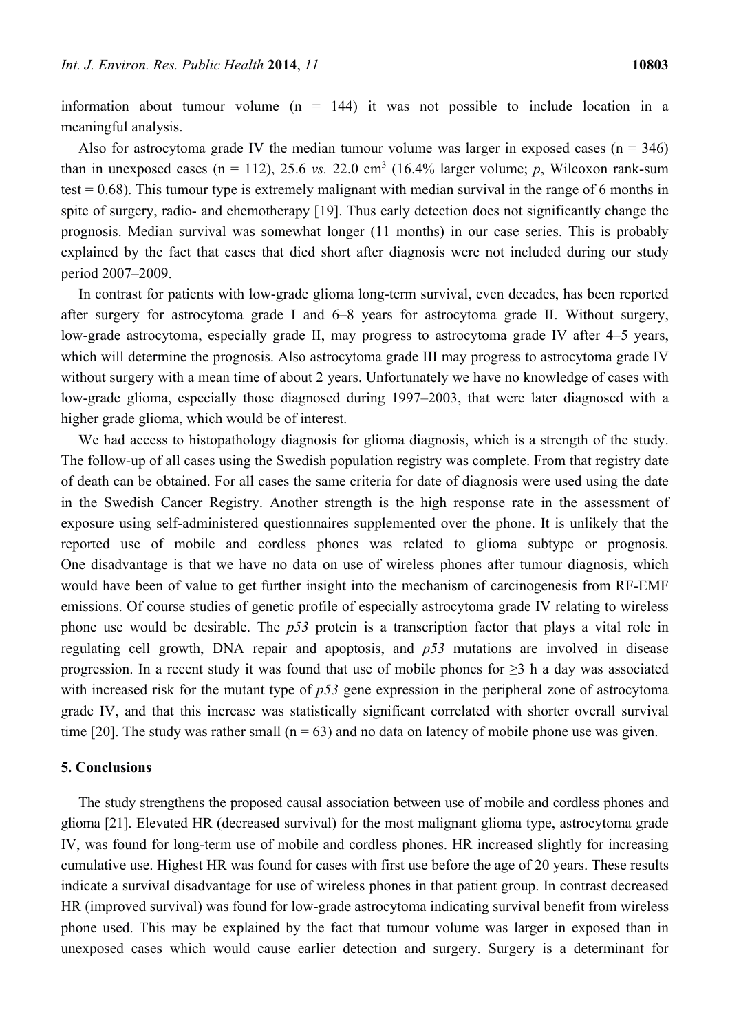information about tumour volume (n = 144) it was not possible to include location in a meaningful analysis.

Also for astrocytoma grade IV the median tumour volume was larger in exposed cases (n = 346) than in unexposed cases (n = 112), 25.6 *vs.* 22.0 $cm^3$ (16.4% larger volume; *p*, Wilcoxon rank-sum test = 0.68). This tumour type is extremely malignant with median survival in the range of 6 months in spite of surgery, radio- and chemotherapy [19]. Thus early detection does not significantly change the prognosis. Median survival was somewhat longer (11 months) in our case series. This is probably explained by the fact that cases that died short after diagnosis were not included during our study period 2007–2009.

In contrast for patients with low-grade glioma long-term survival, even decades, has been reported after surgery for astrocytoma grade I and 6–8 years for astrocytoma grade II. Without surgery, low-grade astrocytoma, especially grade II, may progress to astrocytoma grade IV after 4–5 years, which will determine the prognosis. Also astrocytoma grade III may progress to astrocytoma grade IV without surgery with a mean time of about 2 years. Unfortunately we have no knowledge of cases with low-grade glioma, especially those diagnosed during 1997–2003, that were later diagnosed with a higher grade glioma, which would be of interest.

We had access to histopathology diagnosis for glioma diagnosis, which is a strength of the study. The follow-up of all cases using the Swedish population registry was complete. From that registry date of death can be obtained. For all cases the same criteria for date of diagnosis were used using the date in the Swedish Cancer Registry. Another strength is the high response rate in the assessment of exposure using self-administered questionnaires supplemented over the phone. It is unlikely that the reported use of mobile and cordless phones was related to glioma subtype or prognosis. One disadvantage is that we have no data on use of wireless phones after tumour diagnosis, which would have been of value to get further insight into the mechanism of carcinogenesis from RF-EMF emissions. Of course studies of genetic profile of especially astrocytoma grade IV relating to wireless phone use would be desirable. The *p53* protein is a transcription factor that plays a vital role in regulating cell growth, DNA repair and apoptosis, and *p53* mutations are involved in disease progression. In a recent study it was found that use of mobile phones for ≥3 h a day was associated with increased risk for the mutant type of *p53* gene expression in the peripheral zone of astrocytoma grade IV, and that this increase was statistically significant correlated with shorter overall survival time [20]. The study was rather small (n = 63) and no data on latency of mobile phone use was given.

## 5. Conclusions

The study strengthens the proposed causal association between use of mobile and cordless phones and glioma [21]. Elevated HR (decreased survival) for the most malignant glioma type, astrocytoma grade IV, was found for long-term use of mobile and cordless phones. HR increased slightly for increasing cumulative use. Highest HR was found for cases with first use before the age of 20 years. These results indicate a survival disadvantage for use of wireless phones in that patient group. In contrast decreased HR (improved survival) was found for low-grade astrocytoma indicating survival benefit from wireless phone used. This may be explained by the fact that tumour volume was larger in exposed than in unexposed cases which would cause earlier detection and surgery. Surgery is a determinant for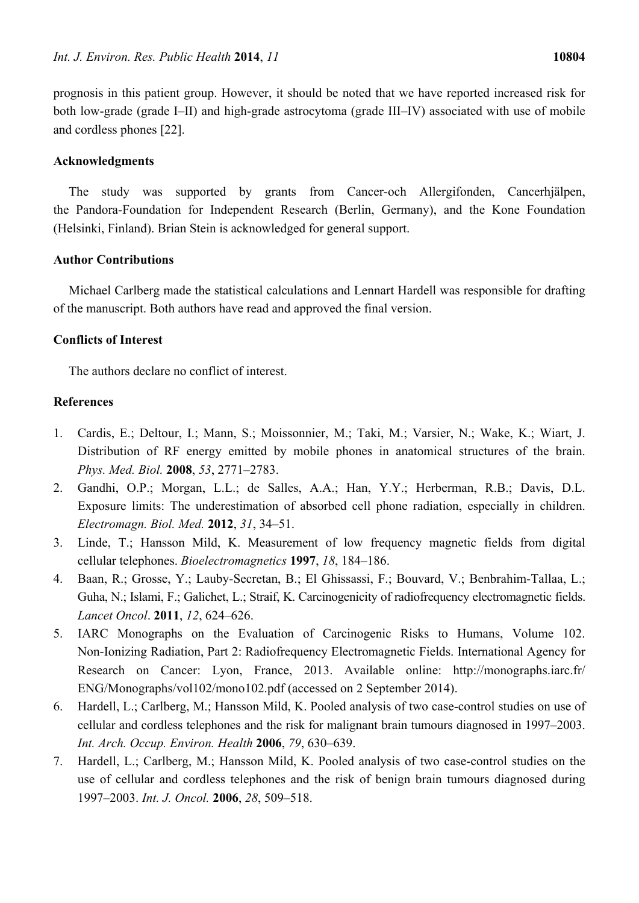prognosis in this patient group. However, it should be noted that we have reported increased risk for both low-grade (grade I–II) and high-grade astrocytoma (grade III–IV) associated with use of mobile and cordless phones [22].

## Acknowledgments

The study was supported by grants from Cancer-och Allergifonden, Cancerhjälpen, the Pandora-Foundation for Independent Research (Berlin, Germany), and the Kone Foundation (Helsinki, Finland). Brian Stein is acknowledged for general support.

## Author Contributions

Michael Carlberg made the statistical calculations and Lennart Hardell was responsible for drafting of the manuscript. Both authors have read and approved the final version.

## Conflicts of Interest

The authors declare no conflict of interest.

## References

1. Cardis, E.; Deltour, I.; Mann, S.; Moissonnier, M.; Taki, M.; Varsier, N.; Wake, K.; Wiart, J. Distribution of RF energy emitted by mobile phones in anatomical structures of the brain. *Phys. Med. Biol.* **2008**, *53*, 2771–2783.
2. Gandhi, O.P.; Morgan, L.L.; de Salles, A.A.; Han, Y.Y.; Herberman, R.B.; Davis, D.L. Exposure limits: The underestimation of absorbed cell phone radiation, especially in children. *Electromagn. Biol. Med.* **2012**, *31*, 34–51.
3. Linde, T.; Hansson Mild, K. Measurement of low frequency magnetic fields from digital cellular telephones. *Bioelectromagnetics* **1997**, *18*, 184–186.
4. Baan, R.; Grosse, Y.; Lauby-Secretan, B.; El Ghissassi, F.; Bouvard, V.; Benbrahim-Tallaa, L.; Guha, N.; Islami, F.; Galichet, L.; Straif, K. Carcinogenicity of radiofrequency electromagnetic fields. *Lancet Oncol*. **2011**, *12*, 624–626.
5. IARC Monographs on the Evaluation of Carcinogenic Risks to Humans, Volume 102. Non-Ionizing Radiation, Part 2: Radiofrequency Electromagnetic Fields. International Agency for Research on Cancer: Lyon, France, 2013. Available online: http://monographs.iarc.fr/ENG/Monographs/vol102/mono102.pdf (accessed on 2 September 2014).
6. Hardell, L.; Carlberg, M.; Hansson Mild, K. Pooled analysis of two case-control studies on use of cellular and cordless telephones and the risk for malignant brain tumours diagnosed in 1997–2003. *Int. Arch. Occup. Environ. Health* **2006**, *79*, 630–639.
7. Hardell, L.; Carlberg, M.; Hansson Mild, K. Pooled analysis of two case-control studies on the use of cellular and cordless telephones and the risk of benign brain tumours diagnosed during 1997–2003. *Int. J. Oncol.* **2006**, *28*, 509–518.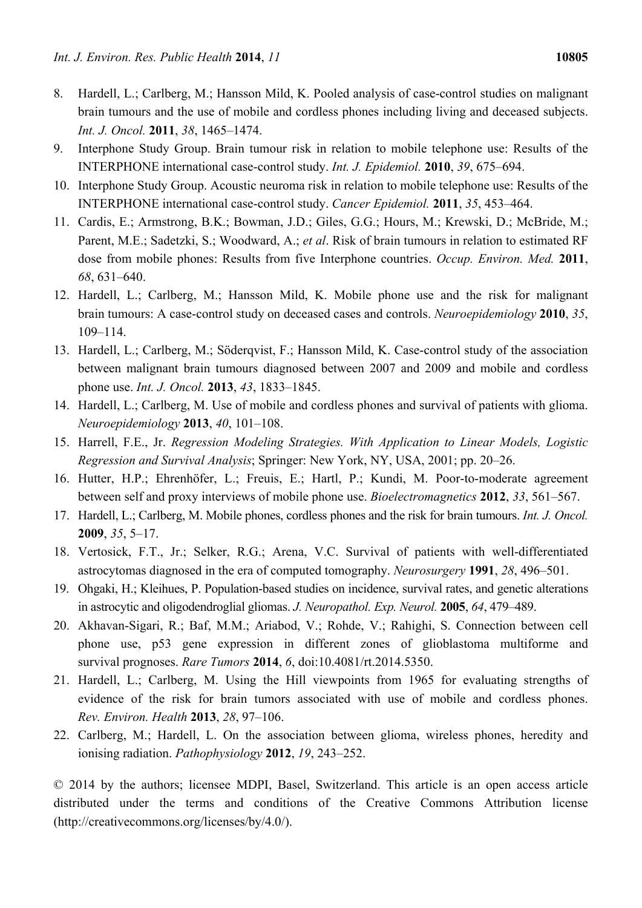8. Hardell, L.; Carlberg, M.; Hansson Mild, K. Pooled analysis of case-control studies on malignant brain tumours and the use of mobile and cordless phones including living and deceased subjects. *Int. J. Oncol.* **2011**, *38*, 1465–1474.
9. Interphone Study Group. Brain tumour risk in relation to mobile telephone use: Results of the INTERPHONE international case-control study. *Int. J. Epidemiol.* **2010**, *39*, 675–694.
10. Interphone Study Group. Acoustic neuroma risk in relation to mobile telephone use: Results of the INTERPHONE international case-control study. *Cancer Epidemiol.* **2011**, *35*, 453–464.
11. Cardis, E.; Armstrong, B.K.; Bowman, J.D.; Giles, G.G.; Hours, M.; Krewski, D.; McBride, M.; Parent, M.E.; Sadetzki, S.; Woodward, A.; *et al*. Risk of brain tumours in relation to estimated RF dose from mobile phones: Results from five Interphone countries. *Occup. Environ. Med.* **2011**, *68*, 631–640.
12. Hardell, L.; Carlberg, M.; Hansson Mild, K. Mobile phone use and the risk for malignant brain tumours: A case-control study on deceased cases and controls. *Neuroepidemiology* **2010**, *35*, 109–114.
13. Hardell, L.; Carlberg, M.; Söderqvist, F.; Hansson Mild, K. Case-control study of the association between malignant brain tumours diagnosed between 2007 and 2009 and mobile and cordless phone use. *Int. J. Oncol.* **2013**, *43*, 1833–1845.
14. Hardell, L.; Carlberg, M. Use of mobile and cordless phones and survival of patients with glioma. *Neuroepidemiology* **2013**, *40*, 101–108.
15. Harrell, F.E., Jr. *Regression Modeling Strategies. With Application to Linear Models, Logistic Regression and Survival Analysis*; Springer: New York, NY, USA, 2001; pp. 20–26.
16. Hutter, H.P.; Ehrenhöfer, L.; Freuis, E.; Hartl, P.; Kundi, M. Poor-to-moderate agreement between self and proxy interviews of mobile phone use. *Bioelectromagnetics* **2012**, *33*, 561–567.
17. Hardell, L.; Carlberg, M. Mobile phones, cordless phones and the risk for brain tumours. *Int. J. Oncol.* **2009**, *35*, 5–17.
18. Vertosick, F.T., Jr.; Selker, R.G.; Arena, V.C. Survival of patients with well-differentiated astrocytomas diagnosed in the era of computed tomography. *Neurosurgery* **1991**, *28*, 496–501.
19. Ohgaki, H.; Kleihues, P. Population-based studies on incidence, survival rates, and genetic alterations in astrocytic and oligodendroglial gliomas. *J. Neuropathol. Exp. Neurol.* **2005**, *64*, 479–489.
20. Akhavan-Sigari, R.; Baf, M.M.; Ariabod, V.; Rohde, V.; Rahighi, S. Connection between cell phone use, p53 gene expression in different zones of glioblastoma multiforme and survival prognoses. *Rare Tumors* **2014**, *6*, doi:10.4081/rt.2014.5350.
21. Hardell, L.; Carlberg, M. Using the Hill viewpoints from 1965 for evaluating strengths of evidence of the risk for brain tumors associated with use of mobile and cordless phones. *Rev. Environ. Health* **2013**, *28*, 97–106.
22. Carlberg, M.; Hardell, L. On the association between glioma, wireless phones, heredity and ionising radiation. *Pathophysiology* **2012**, *19*, 243–252.

© 2014 by the authors; licensee MDPI, Basel, Switzerland. This article is an open access article distributed under the terms and conditions of the Creative Commons Attribution license (http://creativecommons.org/licenses/by/4.0/).